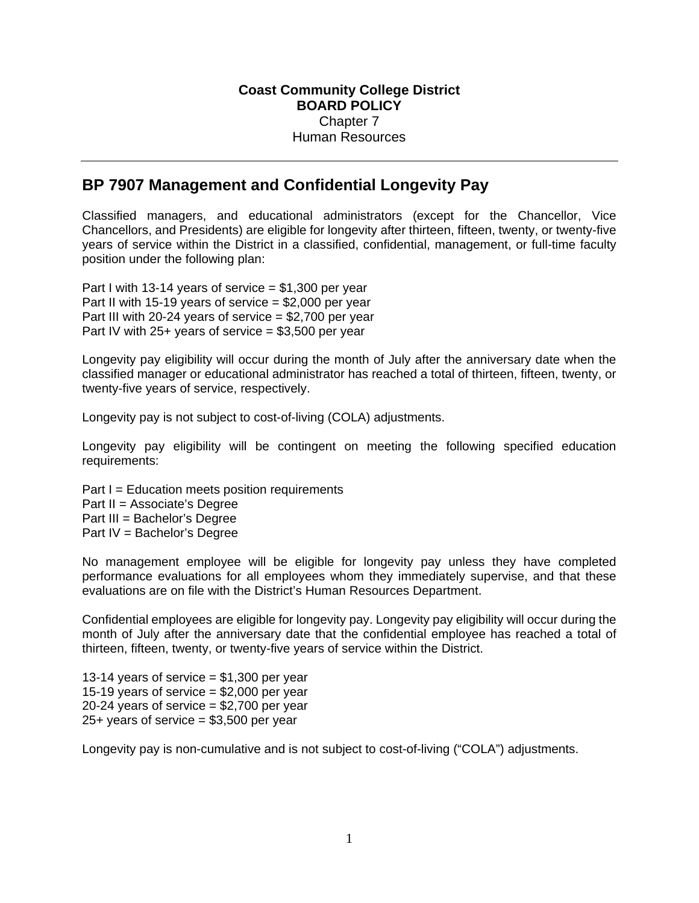**Coast Community College District**
**BOARD POLICY**
Chapter 7
Human Resources

---

## BP 7907 Management and Confidential Longevity Pay

Classified managers, and educational administrators (except for the Chancellor, Vice Chancellors, and Presidents) are eligible for longevity after thirteen, fifteen, twenty, or twenty-five years of service within the District in a classified, confidential, management, or full-time faculty position under the following plan:

Part I with 13-14 years of service = $1,300 per year
Part II with 15-19 years of service = $2,000 per year
Part III with 20-24 years of service = $2,700 per year
Part IV with 25+ years of service = $3,500 per year

Longevity pay eligibility will occur during the month of July after the anniversary date when the classified manager or educational administrator has reached a total of thirteen, fifteen, twenty, or twenty-five years of service, respectively.

Longevity pay is not subject to cost-of-living (COLA) adjustments.

Longevity pay eligibility will be contingent on meeting the following specified education requirements:

Part I = Education meets position requirements
Part II = Associate's Degree
Part III = Bachelor's Degree
Part IV = Bachelor's Degree

No management employee will be eligible for longevity pay unless they have completed performance evaluations for all employees whom they immediately supervise, and that these evaluations are on file with the District's Human Resources Department.

Confidential employees are eligible for longevity pay. Longevity pay eligibility will occur during the month of July after the anniversary date that the confidential employee has reached a total of thirteen, fifteen, twenty, or twenty-five years of service within the District.

13-14 years of service = $1,300 per year
15-19 years of service = $2,000 per year
20-24 years of service = $2,700 per year
25+ years of service = $3,500 per year

Longevity pay is non-cumulative and is not subject to cost-of-living ("COLA") adjustments.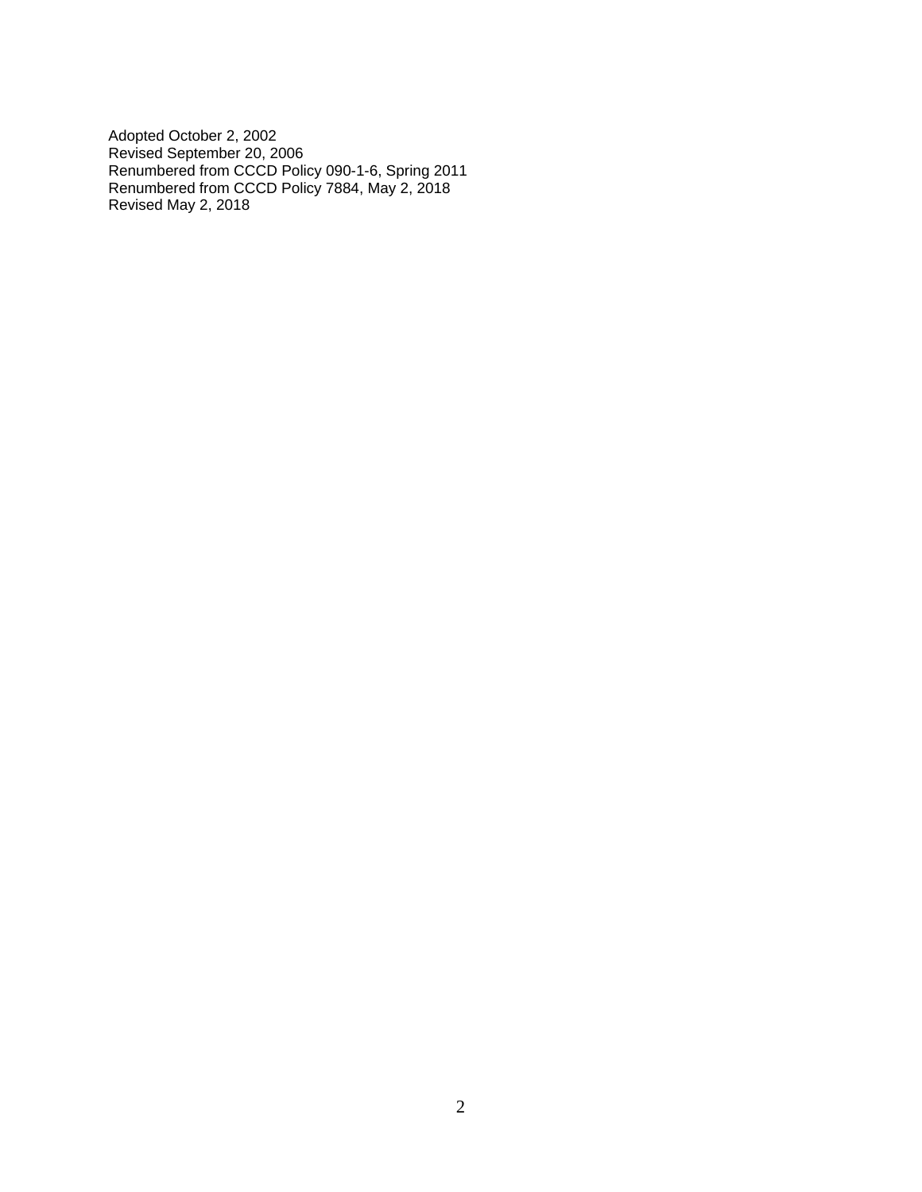Adopted October 2, 2002
Revised September 20, 2006
Renumbered from CCCD Policy 090-1-6, Spring 2011
Renumbered from CCCD Policy 7884, May 2, 2018
Revised May 2, 2018